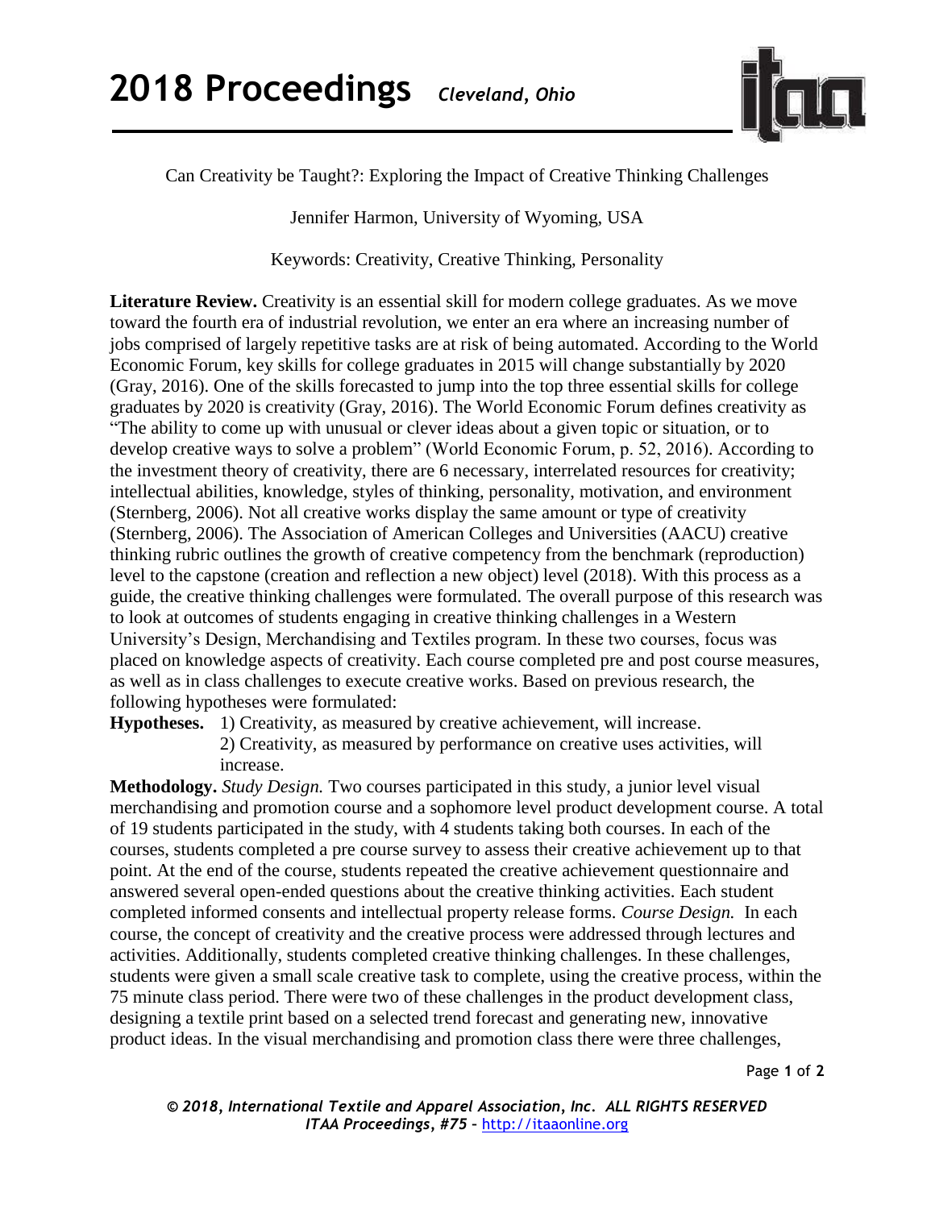Can Creativity be Taught?: Exploring the Impact of Creative Thinking Challenges

Jennifer Harmon, University of Wyoming, USA

Keywords: Creativity, Creative Thinking, Personality

**Literature Review.** Creativity is an essential skill for modern college graduates. As we move toward the fourth era of industrial revolution, we enter an era where an increasing number of jobs comprised of largely repetitive tasks are at risk of being automated. According to the World Economic Forum, key skills for college graduates in 2015 will change substantially by 2020 (Gray, 2016). One of the skills forecasted to jump into the top three essential skills for college graduates by 2020 is creativity (Gray, 2016). The World Economic Forum defines creativity as "The ability to come up with unusual or clever ideas about a given topic or situation, or to develop creative ways to solve a problem" (World Economic Forum, p. 52, 2016). According to the investment theory of creativity, there are 6 necessary, interrelated resources for creativity; intellectual abilities, knowledge, styles of thinking, personality, motivation, and environment (Sternberg, 2006). Not all creative works display the same amount or type of creativity (Sternberg, 2006). The Association of American Colleges and Universities (AACU) creative thinking rubric outlines the growth of creative competency from the benchmark (reproduction) level to the capstone (creation and reflection a new object) level (2018). With this process as a guide, the creative thinking challenges were formulated. The overall purpose of this research was to look at outcomes of students engaging in creative thinking challenges in a Western University's Design, Merchandising and Textiles program. In these two courses, focus was placed on knowledge aspects of creativity. Each course completed pre and post course measures, as well as in class challenges to execute creative works. Based on previous research, the following hypotheses were formulated:

**Hypotheses.** 1) Creativity, as measured by creative achievement, will increase.
2) Creativity, as measured by performance on creative uses activities, will increase.

**Methodology.** *Study Design.* Two courses participated in this study, a junior level visual merchandising and promotion course and a sophomore level product development course. A total of 19 students participated in the study, with 4 students taking both courses. In each of the courses, students completed a pre course survey to assess their creative achievement up to that point. At the end of the course, students repeated the creative achievement questionnaire and answered several open-ended questions about the creative thinking activities. Each student completed informed consents and intellectual property release forms. *Course Design.* In each course, the concept of creativity and the creative process were addressed through lectures and activities. Additionally, students completed creative thinking challenges. In these challenges, students were given a small scale creative task to complete, using the creative process, within the 75 minute class period. There were two of these challenges in the product development class, designing a textile print based on a selected trend forecast and generating new, innovative product ideas. In the visual merchandising and promotion class there were three challenges,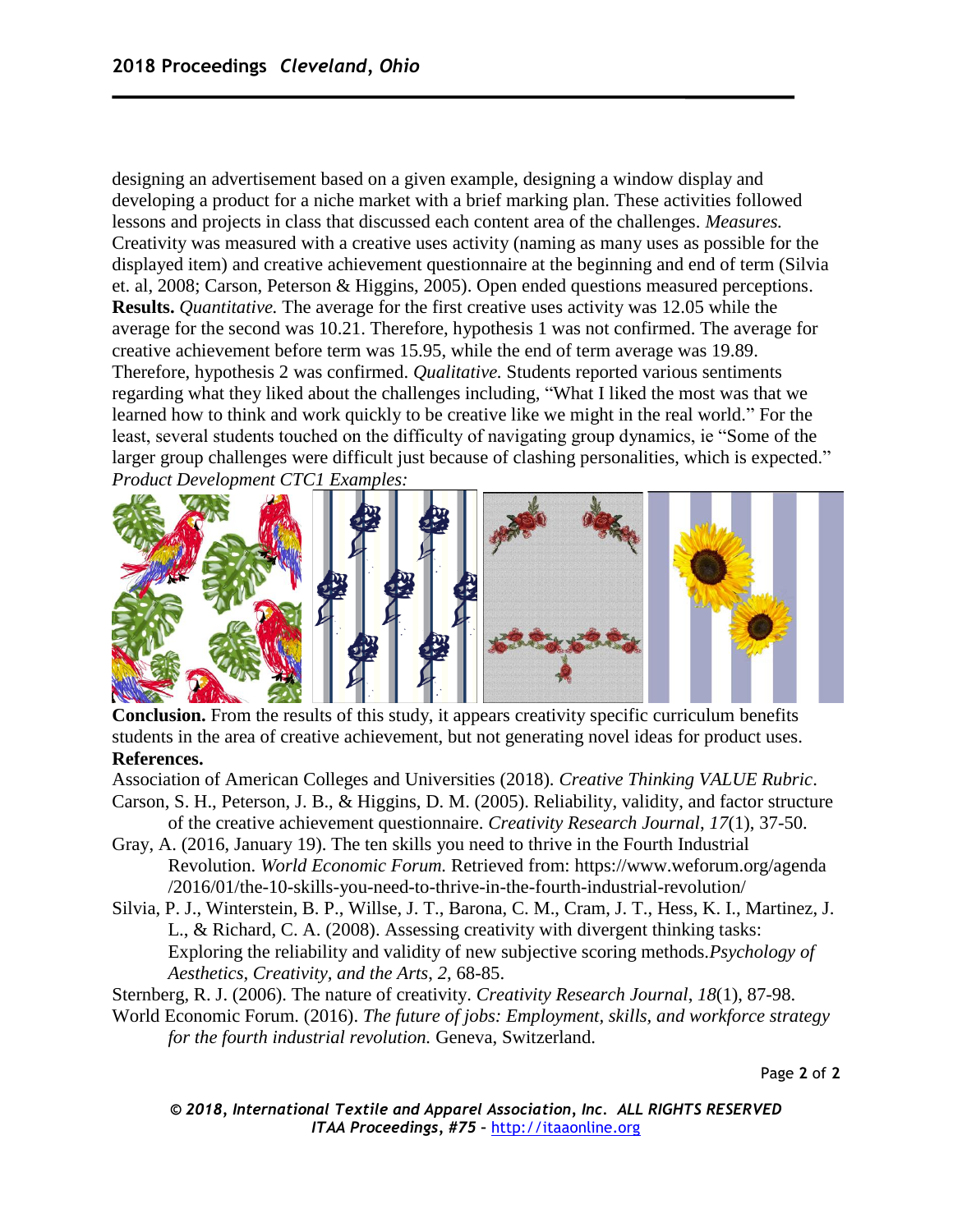designing an advertisement based on a given example, designing a window display and developing a product for a niche market with a brief marking plan. These activities followed lessons and projects in class that discussed each content area of the challenges. *Measures.* Creativity was measured with a creative uses activity (naming as many uses as possible for the displayed item) and creative achievement questionnaire at the beginning and end of term (Silvia et. al, 2008; Carson, Peterson & Higgins, 2005). Open ended questions measured perceptions. **Results.** *Quantitative.* The average for the first creative uses activity was 12.05 while the average for the second was 10.21. Therefore, hypothesis 1 was not confirmed. The average for creative achievement before term was 15.95, while the end of term average was 19.89. Therefore, hypothesis 2 was confirmed. *Qualitative.* Students reported various sentiments regarding what they liked about the challenges including, "What I liked the most was that we learned how to think and work quickly to be creative like we might in the real world." For the least, several students touched on the difficulty of navigating group dynamics, ie "Some of the larger group challenges were difficult just because of clashing personalities, which is expected." *Product Development CTC1 Examples:*

**Conclusion.** From the results of this study, it appears creativity specific curriculum benefits students in the area of creative achievement, but not generating novel ideas for product uses.

**References.**

Association of American Colleges and Universities (2018). *Creative Thinking VALUE Rubric*.

Carson, S. H., Peterson, J. B., & Higgins, D. M. (2005). Reliability, validity, and factor structure of the creative achievement questionnaire. *Creativity Research Journal, 17*(1), 37-50.

Gray, A. (2016, January 19). The ten skills you need to thrive in the Fourth Industrial Revolution. *World Economic Forum.* Retrieved from: https://www.weforum.org/agenda/2016/01/the-10-skills-you-need-to-thrive-in-the-fourth-industrial-revolution/

Silvia, P. J., Winterstein, B. P., Willse, J. T., Barona, C. M., Cram, J. T., Hess, K. I., Martinez, J. L., & Richard, C. A. (2008). Assessing creativity with divergent thinking tasks: Exploring the reliability and validity of new subjective scoring methods.*Psychology of Aesthetics, Creativity, and the Arts, 2*, 68-85.

Sternberg, R. J. (2006). The nature of creativity. *Creativity Research Journal, 18*(1), 87-98.

World Economic Forum. (2016). *The future of jobs: Employment, skills, and workforce strategy for the fourth industrial revolution.* Geneva, Switzerland.